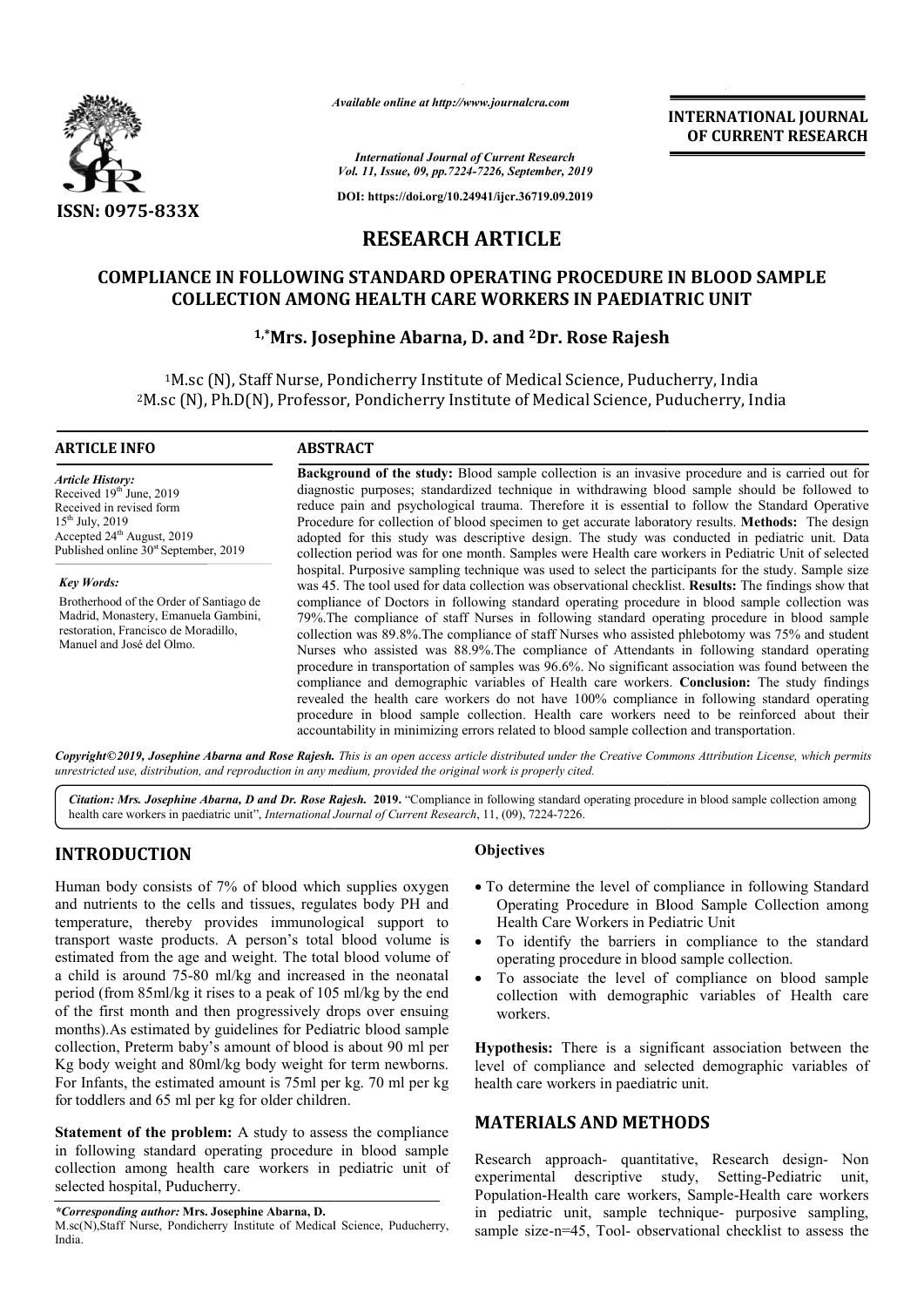*Available online at http://www.journalcra.com*

*International Journal of Current Research*
*Vol. 11, Issue, 09, pp.7224-7226, September, 2019*

**DOI: https://doi.org/10.24941/ijcr.36719.09.2019**

**ISSN: 0975-833X**

**INTERNATIONAL JOURNAL OF CURRENT RESEARCH**

# RESEARCH ARTICLE

# COMPLIANCE IN FOLLOWING STANDARD OPERATING PROCEDURE IN BLOOD SAMPLE COLLECTION AMONG HEALTH CARE WORKERS IN PAEDIATRIC UNIT

**[1,*]Mrs. Josephine Abarna, D. and [2]Dr. Rose Rajesh**

[1]M.sc (N), Staff Nurse, Pondicherry Institute of Medical Science, Puducherry, India
[2]M.sc (N), Ph.D(N), Professor, Pondicherry Institute of Medical Science, Puducherry, India

## ARTICLE INFO

*Article History:*
Received 19th June, 2019
Received in revised form
15th July, 2019
Accepted 24th August, 2019
Published online 30st September, 2019

*Key Words:*
Brotherhood of the Order of Santiago de Madrid, Monastery, Emanuela Gambini, restoration, Francisco de Moradillo, Manuel and José del Olmo.

## ABSTRACT

**Background of the study:** Blood sample collection is an invasive procedure and is carried out for diagnostic purposes; standardized technique in withdrawing blood sample should be followed to reduce pain and psychological trauma. Therefore it is essential to follow the Standard Operative Procedure for collection of blood specimen to get accurate laboratory results. **Methods:** The design adopted for this study was descriptive design. The study was conducted in pediatric unit. Data collection period was for one month. Samples were Health care workers in Pediatric Unit of selected hospital. Purposive sampling technique was used to select the participants for the study. Sample size was 45. The tool used for data collection was observational checklist. **Results:** The findings show that compliance of Doctors in following standard operating procedure in blood sample collection was 79%.The compliance of staff Nurses in following standard operating procedure in blood sample collection was 89.8%.The compliance of staff Nurses who assisted phlebotomy was 75% and student Nurses who assisted was 88.9%.The compliance of Attendants in following standard operating procedure in transportation of samples was 96.6%. No significant association was found between the compliance and demographic variables of Health care workers. **Conclusion:** The study findings revealed the health care workers do not have 100% compliance in following standard operating procedure in blood sample collection. Health care workers need to be reinforced about their accountability in minimizing errors related to blood sample collection and transportation.

*Copyright©2019, Josephine Abarna and Rose Rajesh. This is an open access article distributed under the Creative Commons Attribution License, which permits unrestricted use, distribution, and reproduction in any medium, provided the original work is properly cited.*

*Citation: Mrs. Josephine Abarna, D and Dr. Rose Rajesh.* **2019.** "Compliance in following standard operating procedure in blood sample collection among health care workers in paediatric unit", *International Journal of Current Research*, 11, (09), 7224-7226.

## INTRODUCTION

Human body consists of 7% of blood which supplies oxygen and nutrients to the cells and tissues, regulates body PH and temperature, thereby provides immunological support to transport waste products. A person's total blood volume is estimated from the age and weight. The total blood volume of a child is around 75-80 ml/kg and increased in the neonatal period (from 85ml/kg it rises to a peak of 105 ml/kg by the end of the first month and then progressively drops over ensuing months).As estimated by guidelines for Pediatric blood sample collection, Preterm baby's amount of blood is about 90 ml per Kg body weight and 80ml/kg body weight for term newborns. For Infants, the estimated amount is 75ml per kg. 70 ml per kg for toddlers and 65 ml per kg for older children.

**Statement of the problem:** A study to assess the compliance in following standard operating procedure in blood sample collection among health care workers in pediatric unit of selected hospital, Puducherry.

*\*Corresponding author:* **Mrs. Josephine Abarna, D.**
M.sc(N),Staff Nurse, Pondicherry Institute of Medical Science, Puducherry, India.

### Objectives

- To determine the level of compliance in following Standard Operating Procedure in Blood Sample Collection among Health Care Workers in Pediatric Unit
- To identify the barriers in compliance to the standard operating procedure in blood sample collection.
- To associate the level of compliance on blood sample collection with demographic variables of Health care workers.

**Hypothesis:** There is a significant association between the level of compliance and selected demographic variables of health care workers in paediatric unit.

## MATERIALS AND METHODS

Research approach- quantitative, Research design- Non experimental descriptive study, Setting-Pediatric unit, Population-Health care workers, Sample-Health care workers in pediatric unit, sample technique- purposive sampling, sample size-n=45, Tool- observational checklist to assess the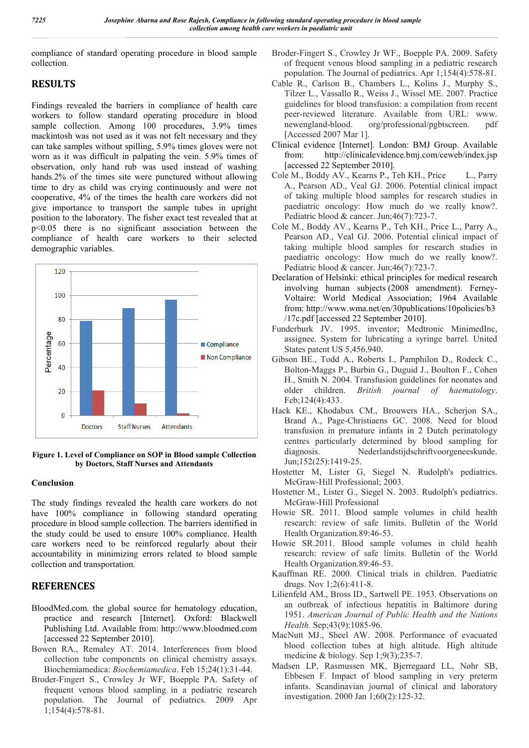compliance of standard operating procedure in blood sample collection.

## RESULTS

Findings revealed the barriers in compliance of health care workers to follow standard operating procedure in blood sample collection. Among 100 procedures, 3.9% times mackintosh was not used as it was not felt necessary and they can take samples without spilling, 5.9% times gloves were not worn as it was difficult in palpating the vein. 5.9% times of observation, only hand rub was used instead of washing hands.2% of the times site were punctured without allowing time to dry as child was crying continuously and were not cooperative, 4% of the times the health care workers did not give importance to transport the sample tubes in upright position to the laboratory. The fisher exact test revealed that at $p<0.05$ there is no significant association between the compliance of health care workers to their selected demographic variables.

**Figure 1. Level of Compliance on SOP in Blood sample Collection by Doctors, Staff Nurses and Attendants**

### Conclusion

The study findings revealed the health care workers do not have 100% compliance in following standard operating procedure in blood sample collection. The barriers identified in the study could be used to ensure 100% compliance. Health care workers need to be reinforced regularly about their accountability in minimizing errors related to blood sample collection and transportation.

## REFERENCES

BloodMed.com. the global source for hematology education, practice and research [Internet]. Oxford: Blackwell Publishing Ltd. Available from: http://www.bloodmed.com [accessed 22 September 2010].

Bowen RA., Remaley AT. 2014. Interferences from blood collection tube components on clinical chemistry assays. Biochemiamedica: *Biochemiamedica*. Feb 15;24(1):31-44.

Broder-Fingert S., Crowley Jr WF., Boepple PA. Safety of frequent venous blood sampling in a pediatric research population. The Journal of pediatrics. 2009 Apr 1;154(4):578-81.

Broder-Fingert S., Crowley Jr WF., Boepple PA. 2009. Safety of frequent venous blood sampling in a pediatric research population. The Journal of pediatrics. Apr 1;154(4):578-81.

Cable R., Carlson B., Chambers L., Kolins J., Murphy S., Tilzer L., Vassallo R., Weiss J., Wissel ME. 2007. Practice guidelines for blood transfusion: a compilation from recent peer-reviewed literature. Available from URL: www. newengland-blood. org/professional/pgbtscreen. pdf [Accessed 2007 Mar 1].

Clinical evidence [Internet]. London: BMJ Group. Available from: http://clinicalevidence.bmj.com/ceweb/index.jsp [accessed 22 September 2010].

Cole M., Boddy AV., Kearns P., Teh KH., Price L., Parry A., Pearson AD., Veal GJ. 2006. Potential clinical impact of taking multiple blood samples for research studies in paediatric oncology: How much do we really know?. Pediatric blood & cancer. Jun;46(7):723-7.

Cole M., Boddy AV., Kearns P., Teh KH., Price L., Parry A., Pearson AD., Veal GJ. 2006. Potential clinical impact of taking multiple blood samples for research studies in paediatric oncology: How much do we really know?. Pediatric blood & cancer. Jun;46(7):723-7.

Declaration of Helsinki: ethical principles for medical research involving human subjects (2008 amendment). Ferney-Voltaire: World Medical Association; 1964 Available from: http://www.wma.net/en/30publications/10policies/b3/17c.pdf [accessed 22 September 2010].

Funderburk JV. 1995. inventor; Medtronic MinimedInc, assignee. System for lubricating a syringe barrel. United States patent US 5,456,940.

Gibson BE., Todd A., Roberts I., Pamphilon D., Rodeck C., Bolton-Maggs P., Burbin G., Duguid J., Boulton F., Cohen H., Smith N. 2004. Transfusion guidelines for neonates and older children. *British journal of haematology*. Feb;124(4):433.

Hack KE., Khodabux CM., Brouwers HA., Scherjon SA., Brand A., Page-Christiaens GC. 2008. Need for blood transfusion in premature infants in 2 Dutch perinatology centres particularly determined by blood sampling for diagnosis. Nederlandstijdschriftvoorgeneeskunde. Jun;152(25):1419-25.

Hostetter M, Lister G, Siegel N. Rudolph's pediatrics. McGraw-Hill Professional; 2003.

Hostetter M., Lister G., Siegel N. 2003. Rudolph's pediatrics. McGraw-Hill Professional

Howie SR. 2011. Blood sample volumes in child health research: review of safe limits. Bulletin of the World Health Organization.89:46-53.

Howie SR.2011. Blood sample volumes in child health research: review of safe limits. Bulletin of the World Health Organization.89:46-53.

Kauffman RE. 2000. Clinical trials in children. Paediatric drugs. Nov 1;2(6):411-8.

Lilienfeld AM., Bross ID., Sartwell PE. 1953. Observations on an outbreak of infectious hepatitis in Baltimore during 1951. *American Journal of Public Health and the Nations Health.* Sep;43(9):1085-96.

MacNutt MJ., Sheel AW. 2008. Performance of evacuated blood collection tubes at high altitude. High altitude medicine & biology. Sep 1;9(3):235-7.

Madsen LP, Rasmussen MK, Bjerregaard LL, Nøhr SB, Ebbesen F. Impact of blood sampling in very preterm infants. Scandinavian journal of clinical and laboratory investigation. 2000 Jan 1;60(2):125-32.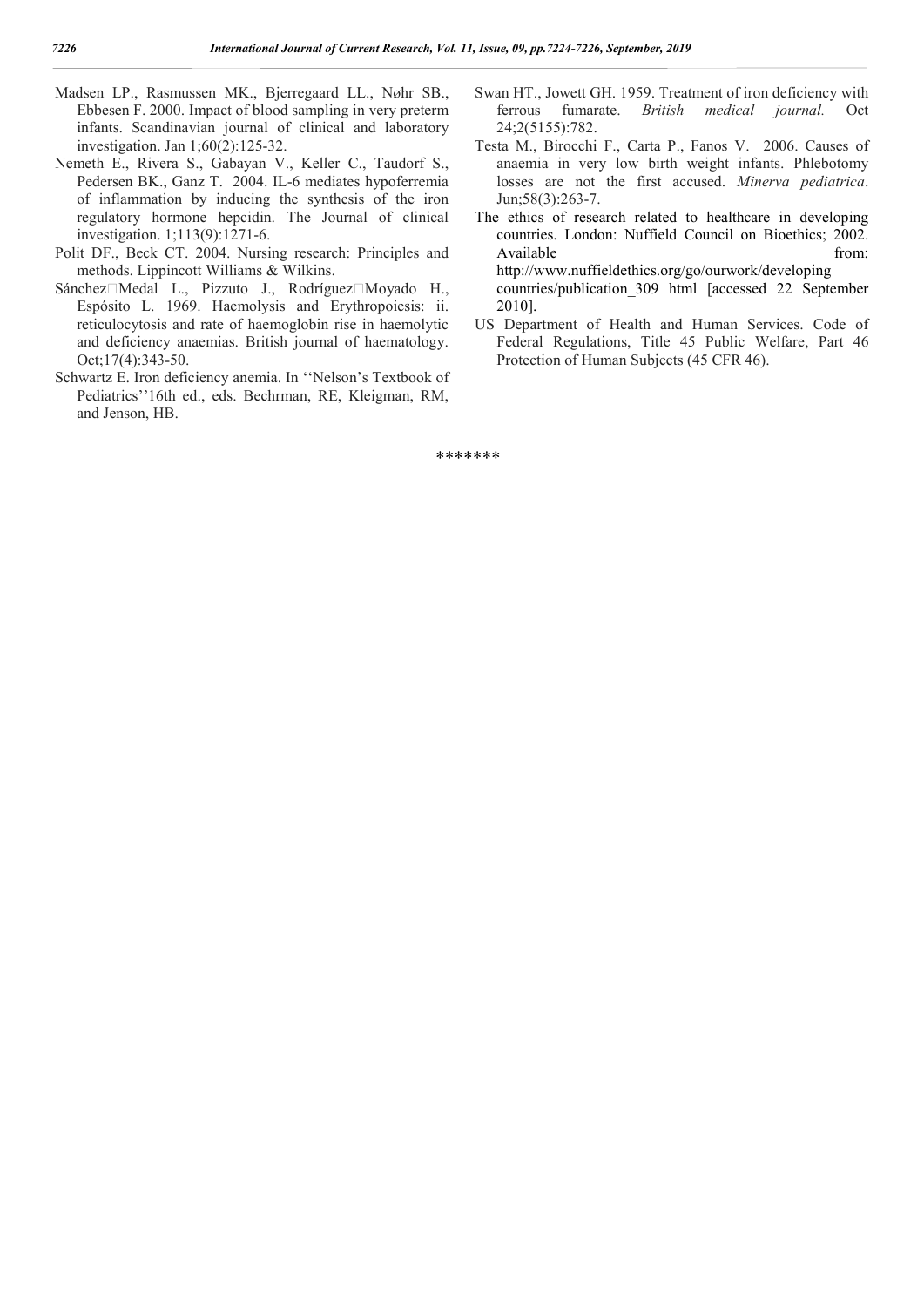Madsen LP., Rasmussen MK., Bjerregaard LL., Nøhr SB., Ebbesen F. 2000. Impact of blood sampling in very preterm infants. Scandinavian journal of clinical and laboratory investigation. Jan 1;60(2):125-32.

Nemeth E., Rivera S., Gabayan V., Keller C., Taudorf S., Pedersen BK., Ganz T. 2004. IL-6 mediates hypoferremia of inflammation by inducing the synthesis of the iron regulatory hormone hepcidin. The Journal of clinical investigation. 1;113(9):1271-6.

Polit DF., Beck CT. 2004. Nursing research: Principles and methods. Lippincott Williams & Wilkins.

Sánchez□Medal L., Pizzuto J., Rodríguez□Moyado H., Espósito L. 1969. Haemolysis and Erythropoiesis: ii. reticulocytosis and rate of haemoglobin rise in haemolytic and deficiency anaemias. British journal of haematology. Oct;17(4):343-50.

Schwartz E. Iron deficiency anemia. In ''Nelson's Textbook of Pediatrics''16th ed., eds. Bechrman, RE, Kleigman, RM, and Jenson, HB.

Swan HT., Jowett GH. 1959. Treatment of iron deficiency with ferrous fumarate. *British medical journal.* Oct 24;2(5155):782.

Testa M., Birocchi F., Carta P., Fanos V. 2006. Causes of anaemia in very low birth weight infants. Phlebotomy losses are not the first accused. *Minerva pediatrica*. Jun;58(3):263-7.

The ethics of research related to healthcare in developing countries. London: Nuffield Council on Bioethics; 2002. Available from: http://www.nuffieldethics.org/go/ourwork/developing countries/publication_309 html [accessed 22 September 2010].

US Department of Health and Human Services. Code of Federal Regulations, Title 45 Public Welfare, Part 46 Protection of Human Subjects (45 CFR 46).

*******